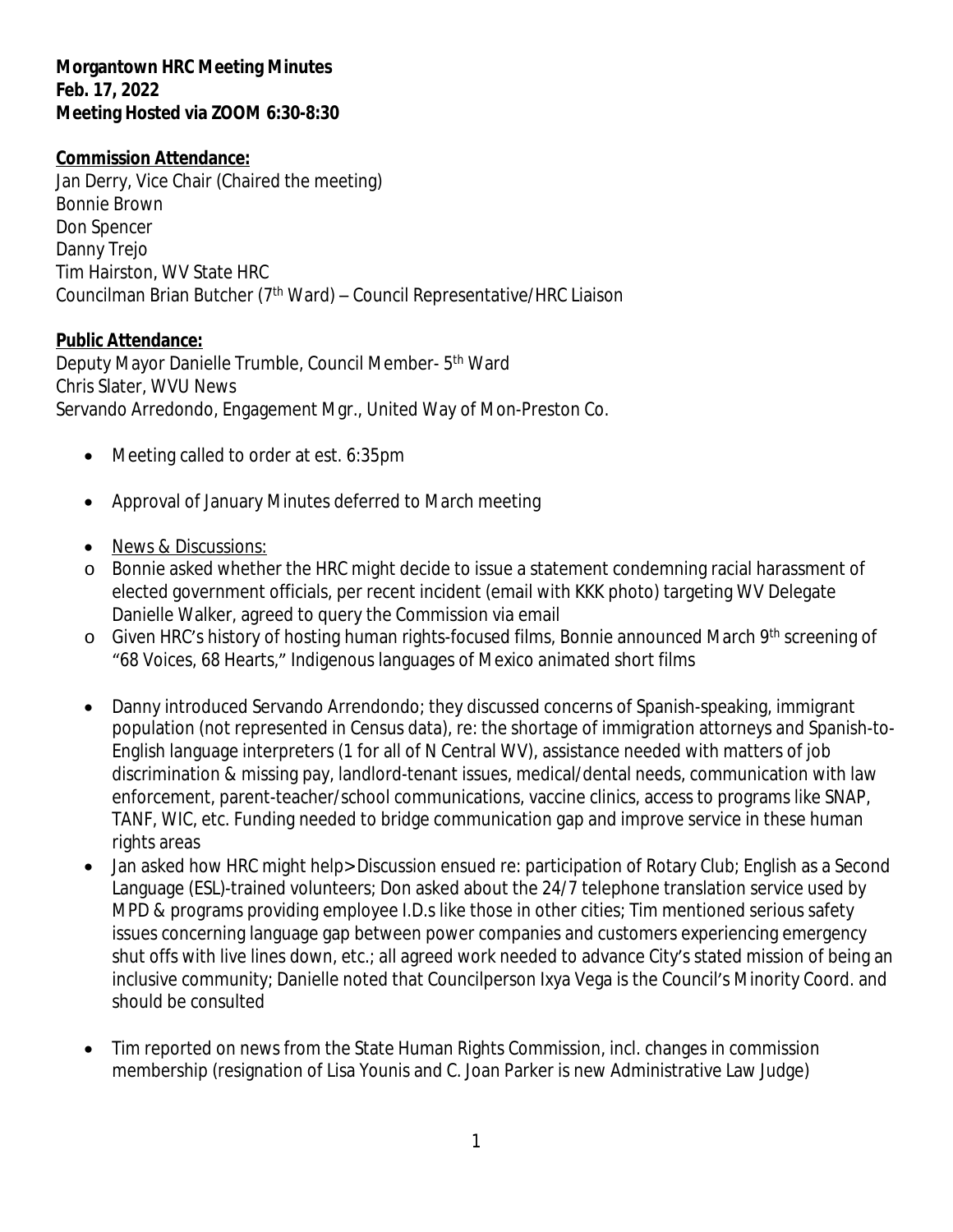**Morgantown HRC Meeting Minutes**
**Feb. 17, 2022**
**Meeting Hosted via ZOOM 6:30-8:30**

**Commission Attendance:**
Jan Derry, Vice Chair (Chaired the meeting)
Bonnie Brown
Don Spencer
Danny Trejo
Tim Hairston, WV State HRC
Councilman Brian Butcher (7th Ward) – Council Representative/HRC Liaison

**Public Attendance:**
Deputy Mayor Danielle Trumble, Council Member- 5th Ward
Chris Slater, WVU News
Servando Arredondo, Engagement Mgr., United Way of Mon-Preston Co.

- Meeting called to order at est. 6:35pm
- Approval of January Minutes deferred to March meeting
- News & Discussions:
  - Bonnie asked whether the HRC might decide to issue a statement condemning racial harassment of elected government officials, per recent incident (email with KKK photo) targeting WV Delegate Danielle Walker, agreed to query the Commission via email
  - Given HRC's history of hosting human rights-focused films, Bonnie announced March 9th screening of "68 Voices, 68 Hearts," Indigenous languages of Mexico animated short films
- Danny introduced Servando Arrendondo; they discussed concerns of Spanish-speaking, immigrant population (not represented in Census data), re: the shortage of immigration attorneys and Spanish-to-English language interpreters (1 for all of N Central WV), assistance needed with matters of job discrimination & missing pay, landlord-tenant issues, medical/dental needs, communication with law enforcement, parent-teacher/school communications, vaccine clinics, access to programs like SNAP, TANF, WIC, etc. Funding needed to bridge communication gap and improve service in these human rights areas
- Jan asked how HRC might help>Discussion ensued re: participation of Rotary Club; English as a Second Language (ESL)-trained volunteers; Don asked about the 24/7 telephone translation service used by MPD & programs providing employee I.D.s like those in other cities; Tim mentioned serious safety issues concerning language gap between power companies and customers experiencing emergency shut offs with live lines down, etc.; all agreed work needed to advance City's stated mission of being an inclusive community; Danielle noted that Councilperson Ixya Vega is the Council's Minority Coord. and should be consulted
- Tim reported on news from the State Human Rights Commission, incl. changes in commission membership (resignation of Lisa Younis and C. Joan Parker is new Administrative Law Judge)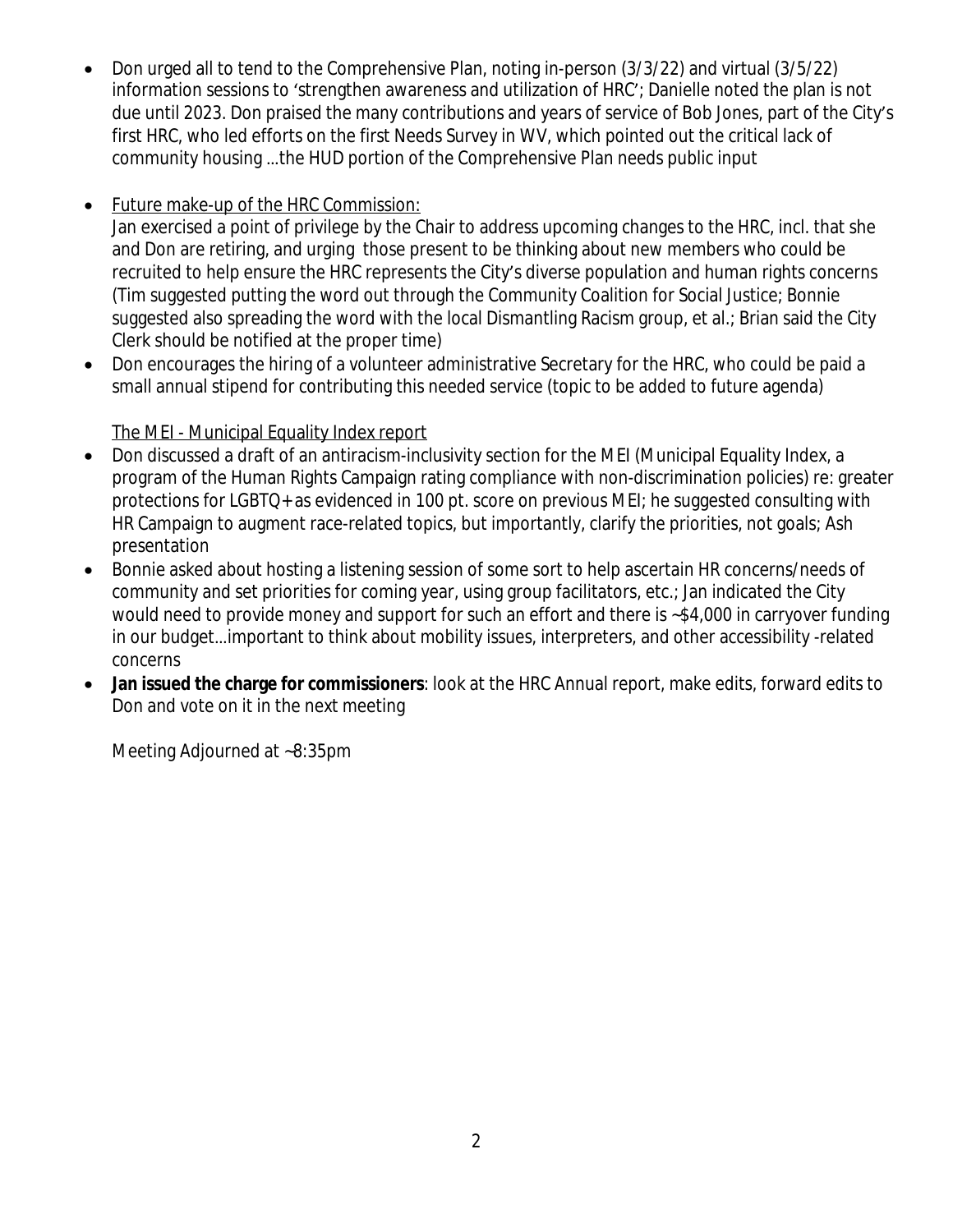- Don urged all to tend to the Comprehensive Plan, noting in-person (3/3/22) and virtual (3/5/22) information sessions to 'strengthen awareness and utilization of HRC'; Danielle noted the plan is not due until 2023. Don praised the many contributions and years of service of Bob Jones, part of the City's first HRC, who led efforts on the first Needs Survey in WV, which pointed out the critical lack of community housing ...the HUD portion of the Comprehensive Plan needs public input

- Future make-up of the HRC Commission:
  Jan exercised a point of privilege by the Chair to address upcoming changes to the HRC, incl. that she and Don are retiring, and urging those present to be thinking about new members who could be recruited to help ensure the HRC represents the City's diverse population and human rights concerns (Tim suggested putting the word out through the Community Coalition for Social Justice; Bonnie suggested also spreading the word with the local Dismantling Racism group, et al.; Brian said the City Clerk should be notified at the proper time)
- Don encourages the hiring of a volunteer administrative Secretary for the HRC, who could be paid a small annual stipend for contributing this needed service (topic to be added to future agenda)

  The MEI - Municipal Equality Index report
- Don discussed a draft of an antiracism-inclusivity section for the MEI (Municipal Equality Index, a program of the Human Rights Campaign rating compliance with non-discrimination policies) re: greater protections for LGBTQ+ as evidenced in 100 pt. score on previous MEI; he suggested consulting with HR Campaign to augment race-related topics, but importantly, clarify the priorities, not goals; Ash presentation
- Bonnie asked about hosting a listening session of some sort to help ascertain HR concerns/needs of community and set priorities for coming year, using group facilitators, etc.; Jan indicated the City would need to provide money and support for such an effort and there is ~$4,000 in carryover funding in our budget...important to think about mobility issues, interpreters, and other accessibility -related concerns
- **Jan issued the charge for commissioners**: look at the HRC Annual report, make edits, forward edits to Don and vote on it in the next meeting

  Meeting Adjourned at ~8:35pm